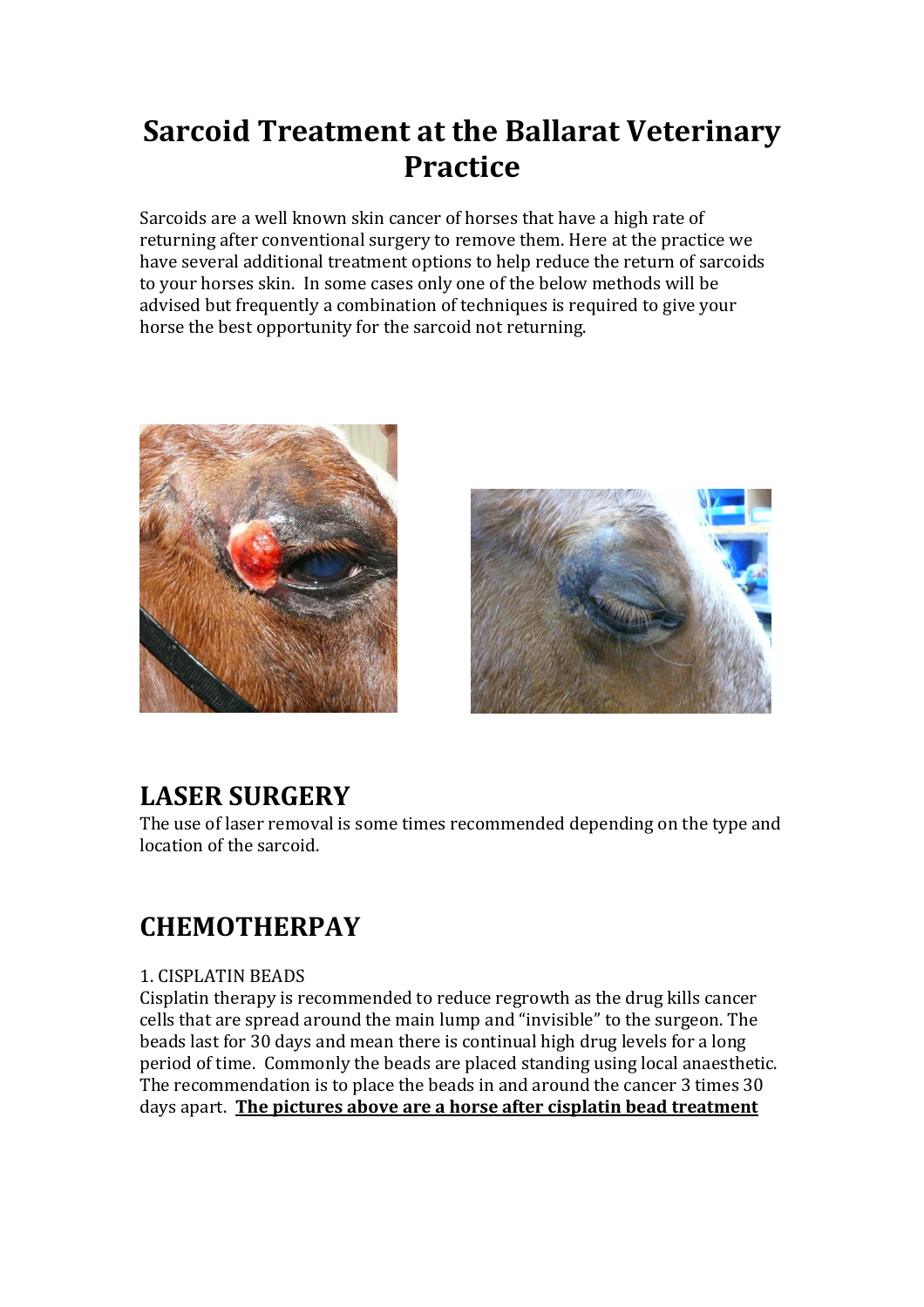# Sarcoid Treatment at the Ballarat Veterinary Practice

Sarcoids are a well known skin cancer of horses that have a high rate of returning after conventional surgery to remove them. Here at the practice we have several additional treatment options to help reduce the return of sarcoids to your horses skin. In some cases only one of the below methods will be advised but frequently a combination of techniques is required to give your horse the best opportunity for the sarcoid not returning.

## LASER SURGERY

The use of laser removal is some times recommended depending on the type and location of the sarcoid.

## CHEMOTHERPAY

1. CISPLATIN BEADS

Cisplatin therapy is recommended to reduce regrowth as the drug kills cancer cells that are spread around the main lump and "invisible" to the surgeon. The beads last for 30 days and mean there is continual high drug levels for a long period of time. Commonly the beads are placed standing using local anaesthetic. The recommendation is to place the beads in and around the cancer 3 times 30 days apart. **<u>The pictures above are a horse after cisplatin bead treatment</u>**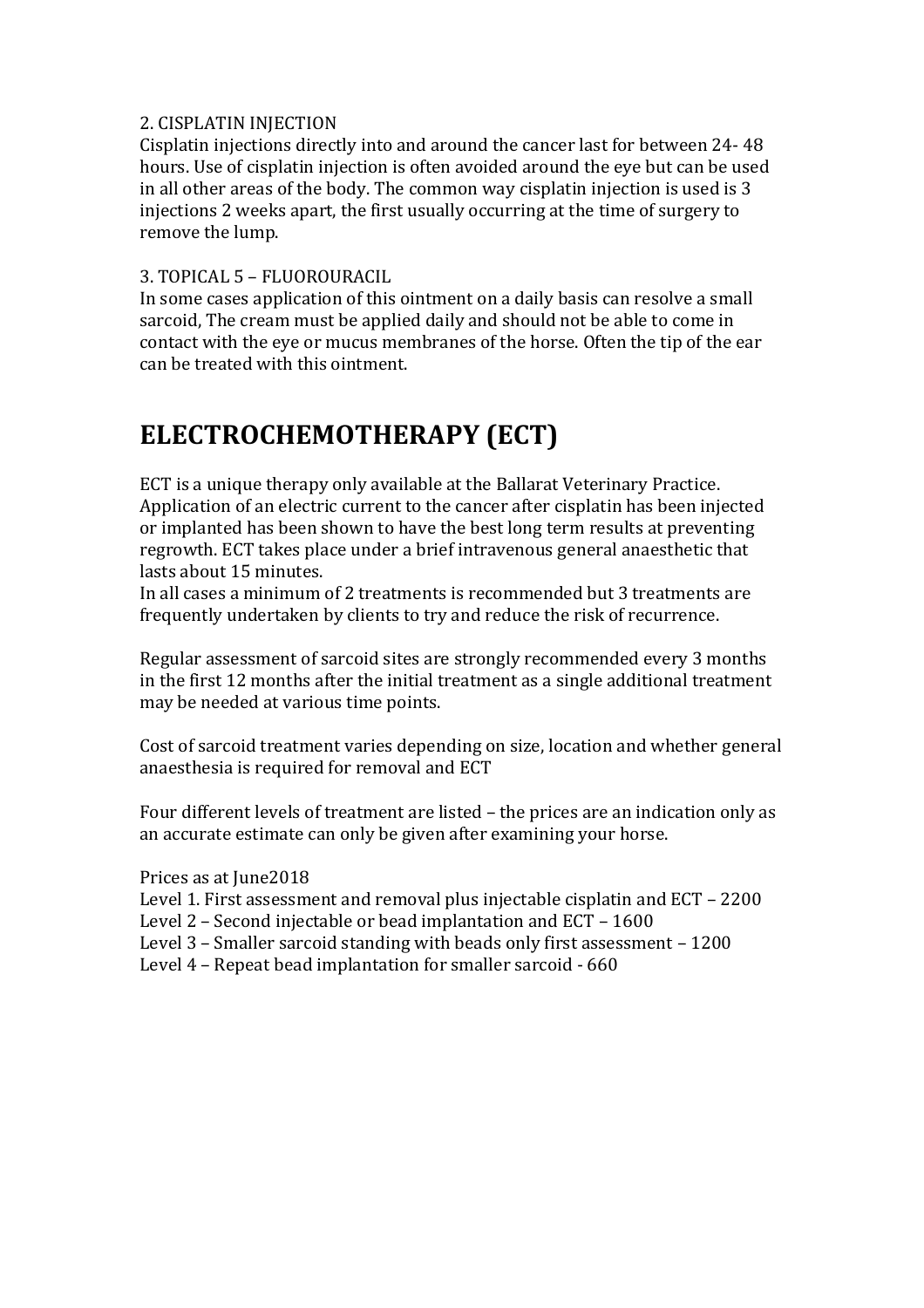2. CISPLATIN INJECTION

Cisplatin injections directly into and around the cancer last for between 24- 48 hours. Use of cisplatin injection is often avoided around the eye but can be used in all other areas of the body. The common way cisplatin injection is used is 3 injections 2 weeks apart, the first usually occurring at the time of surgery to remove the lump.

3. TOPICAL 5 – FLUOROURACIL

In some cases application of this ointment on a daily basis can resolve a small sarcoid, The cream must be applied daily and should not be able to come in contact with the eye or mucus membranes of the horse. Often the tip of the ear can be treated with this ointment.

# ELECTROCHEMOTHERAPY (ECT)

ECT is a unique therapy only available at the Ballarat Veterinary Practice. Application of an electric current to the cancer after cisplatin has been injected or implanted has been shown to have the best long term results at preventing regrowth. ECT takes place under a brief intravenous general anaesthetic that lasts about 15 minutes.

In all cases a minimum of 2 treatments is recommended but 3 treatments are frequently undertaken by clients to try and reduce the risk of recurrence.

Regular assessment of sarcoid sites are strongly recommended every 3 months in the first 12 months after the initial treatment as a single additional treatment may be needed at various time points.

Cost of sarcoid treatment varies depending on size, location and whether general anaesthesia is required for removal and ECT

Four different levels of treatment are listed – the prices are an indication only as an accurate estimate can only be given after examining your horse.

Prices as at June2018

Level 1. First assessment and removal plus injectable cisplatin and ECT – 2200

Level 2 – Second injectable or bead implantation and ECT – 1600

Level 3 – Smaller sarcoid standing with beads only first assessment – 1200

Level 4 – Repeat bead implantation for smaller sarcoid - 660